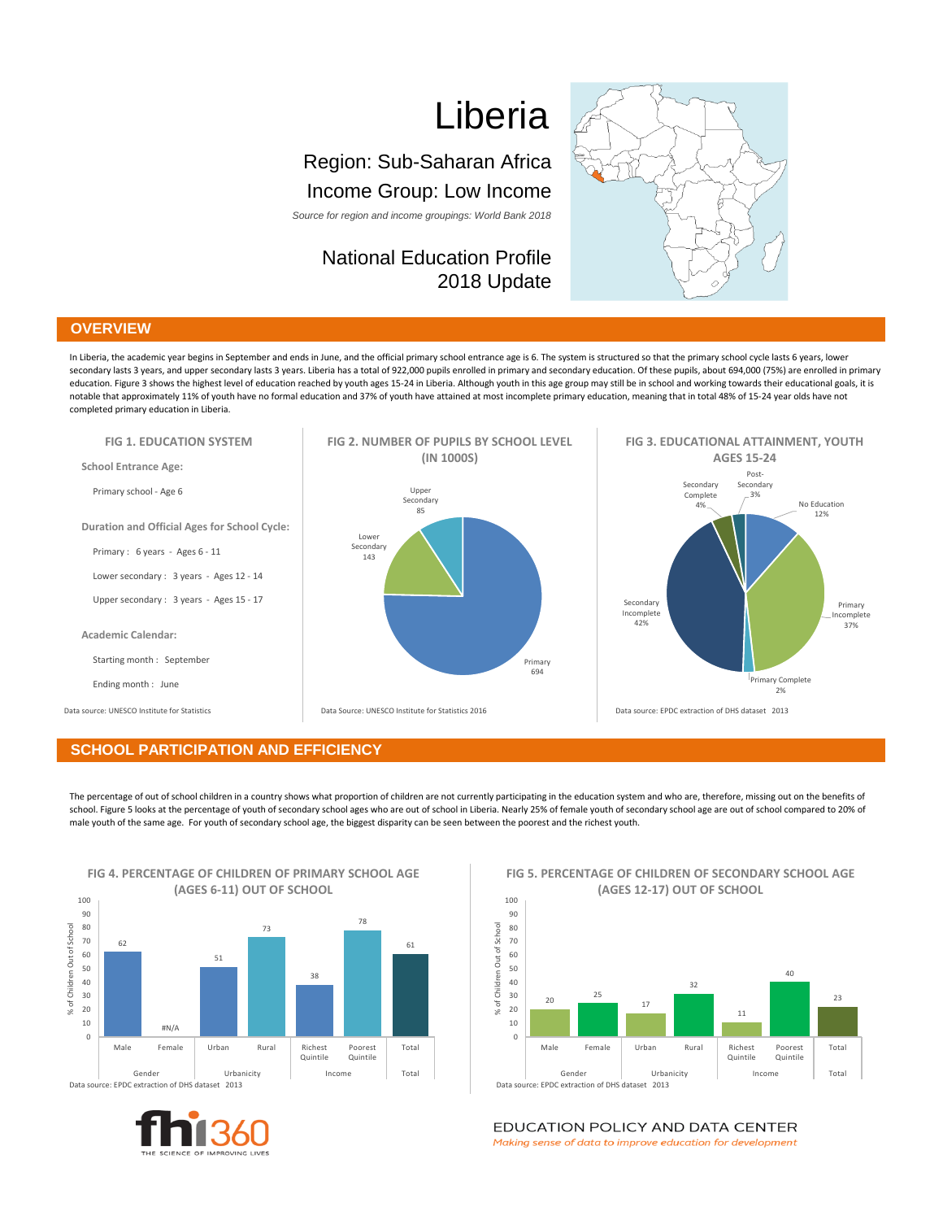# Liberia

Region: Sub-Saharan Africa

Income Group: Low Income

*Source for region and income groupings: World Bank 2018*

National Education Profile
2018 Update

## OVERVIEW

In Liberia, the academic year begins in September and ends in June, and the official primary school entrance age is 6. The system is structured so that the primary school cycle lasts 6 years, lower secondary lasts 3 years, and upper secondary lasts 3 years. Liberia has a total of 922,000 pupils enrolled in primary and secondary education. Of these pupils, about 694,000 (75%) are enrolled in primary education. Figure 3 shows the highest level of education reached by youth ages 15-24 in Liberia. Although youth in this age group may still be in school and working towards their educational goals, it is notable that approximately 11% of youth have no formal education and 37% of youth have attained at most incomplete primary education, meaning that in total 48% of 15-24 year olds have not completed primary education in Liberia.

### FIG 1. EDUCATION SYSTEM

**School Entrance Age:**

Primary school - Age 6

**Duration and Official Ages for School Cycle:**

Primary : 6 years - Ages 6 - 11

Lower secondary : 3 years - Ages 12 - 14

Upper secondary : 3 years - Ages 15 - 17

**Academic Calendar:**

Starting month : September

Ending month : June

Data source: UNESCO Institute for Statistics

### FIG 2. NUMBER OF PUPILS BY SCHOOL LEVEL (IN 1000S)

| School level | Pupils (1000s) |
|---|---|
| Primary | 694 |
| Lower Secondary | 143 |
| Upper Secondary | 85 |

Data Source: UNESCO Institute for Statistics 2016

### FIG 3. EDUCATIONAL ATTAINMENT, YOUTH AGES 15-24

| Level | % |
|---|---|
| No Education | 12% |
| Primary Incomplete | 37% |
| Primary Complete | 2% |
| Secondary Incomplete | 42% |
| Secondary Complete | 4% |
| Post-Secondary | 3% |

Data source: EPDC extraction of DHS dataset 2013

## SCHOOL PARTICIPATION AND EFFICIENCY

The percentage of out of school children in a country shows what proportion of children are not currently participating in the education system and who are, therefore, missing out on the benefits of school. Figure 5 looks at the percentage of youth of secondary school ages who are out of school in Liberia. Nearly 25% of female youth of secondary school age are out of school compared to 20% of male youth of the same age. For youth of secondary school age, the biggest disparity can be seen between the poorest and the richest youth.

### FIG 4. PERCENTAGE OF CHILDREN OF PRIMARY SCHOOL AGE (AGES 6-11) OUT OF SCHOOL

| Group | Category | % of Children Out of School |
|---|---|---|
| Gender | Male | 62 |
| | Female | #N/A |
| Urbanicity | Urban | 51 |
| | Rural | 73 |
| Income | Richest Quintile | 38 |
| | Poorest Quintile | 78 |
| Total | Total | 61 |

Data source: EPDC extraction of DHS dataset 2013

### FIG 5. PERCENTAGE OF CHILDREN OF SECONDARY SCHOOL AGE (AGES 12-17) OUT OF SCHOOL

| Group | Category | % of Children Out of School |
|---|---|---|
| Gender | Male | 20 |
| | Female | 25 |
| Urbanicity | Urban | 17 |
| | Rural | 32 |
| Income | Richest Quintile | 11 |
| | Poorest Quintile | 40 |
| Total | Total | 23 |

Data source: EPDC extraction of DHS dataset 2013

fhi360 THE SCIENCE OF IMPROVING LIVES

EDUCATION POLICY AND DATA CENTER
*Making sense of data to improve education for development*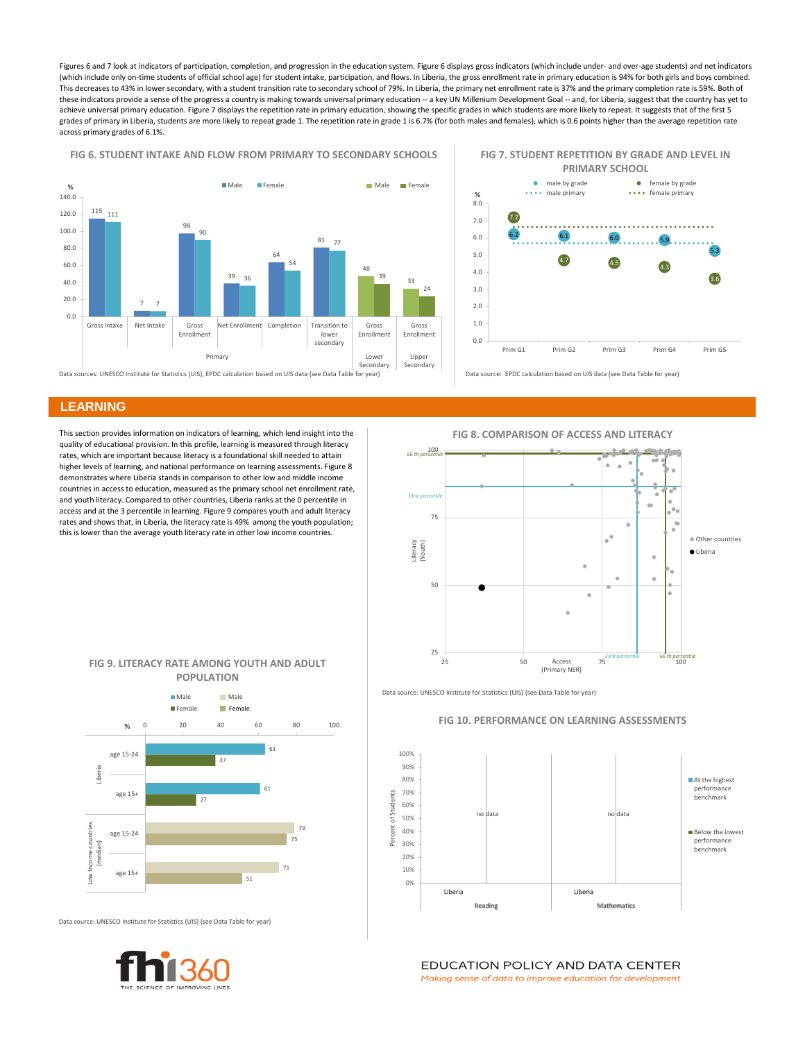Figures 6 and 7 look at indicators of participation, completion, and progression in the education system. Figure 6 displays gross indicators (which include under- and over-age students) and net indicators (which include only on-time students of official school age) for student intake, participation, and flows. In Liberia, the gross enrollment rate in primary education is 94% for both girls and boys combined. This decreases to 43% in lower secondary, with a student transition rate to secondary school of 79%. In Liberia, the primary net enrollment rate is 37% and the primary completion rate is 59%. Both of these indicators provide a sense of the progress a country is making towards universal primary education -- a key UN Millenium Development Goal -- and, for Liberia, suggest that the country has yet to achieve universal primary education. Figure 7 displays the repetition rate in primary education, showing the specific grades in which students are more likely to repeat. It suggests that of the first 5 grades of primary in Liberia, students are more likely to repeat grade 1. The repetition rate in grade 1 is 6.7% (for both males and females), which is 0.6 points higher than the average repetition rate across primary grades of 6.1%.

### FIG 6. STUDENT INTAKE AND FLOW FROM PRIMARY TO SECONDARY SCHOOLS

| Level | Indicator | Male (%) | Female (%) |
|---|---|---|---|
| Primary | Gross Intake | 115 | 111 |
| Primary | Net Intake | 7 | 7 |
| Primary | Gross Enrollment | 98 | 90 |
| Primary | Net Enrollment | 39 | 36 |
| Primary | Completion | 64 | 54 |
| Primary | Transition to lower secondary | 81 | 77 |
| Lower Secondary | Gross Enrollment | 48 | 39 |
| Upper Secondary | Gross Enrollment | 33 | 24 |

Data sources: UNESCO Institute for Statistics (UIS), EPDC calculation based on UIS data (see Data Table for year)

### FIG 7. STUDENT REPETITION BY GRADE AND LEVEL IN PRIMARY SCHOOL

| Grade | Male by grade (%) | Female by grade (%) |
|---|---|---|
| Prim G1 | 6.2 | 7.2 |
| Prim G2 | 6.1 | 4.7 |
| Prim G3 | 6.0 | 4.5 |
| Prim G4 | 5.9 | 4.3 |
| Prim G5 | 5.3 | 3.6 |

Data source: EPDC calculation based on UIS data (see Data Table for year)

## LEARNING

This section provides information on indicators of learning, which lend insight into the quality of educational provision. In this profile, learning is measured through literacy rates, which are important because literacy is a foundational skill needed to attain higher levels of learning, and national performance on learning assessments. Figure 8 demonstrates where Liberia stands in comparison to other low and middle income countries in access to education, measured as the primary school net enrollment rate, and youth literacy. Compared to other countries, Liberia ranks at the 0 percentile in access and at the 3 percentile in learning. Figure 9 compares youth and adult literacy rates and shows that, in Liberia, the literacy rate is 49% among the youth population; this is lower than the average youth literacy rate in other low income countries.

### FIG 8. COMPARISON OF ACCESS AND LITERACY

Scatter plot: Access (Primary NER) vs. Literacy (Youth); Other countries and Liberia; 33rd and 66th percentile lines.

Data source: UNESCO Institute for Statistics (UIS) (see Data Table for year)

### FIG 9. LITERACY RATE AMONG YOUTH AND ADULT POPULATION

| Group | Age | Male (%) | Female (%) |
|---|---|---|---|
| Liberia | age 15-24 | 63 | 37 |
| Liberia | age 15+ | 61 | 27 |
| Low Income countries (median) | age 15-24 | 79 | 75 |
| Low Income countries (median) | age 15+ | 71 | 51 |

Data source: UNESCO Institute for Statistics (UIS) (see Data Table for year)

### FIG 10. PERFORMANCE ON LEARNING ASSESSMENTS

| Subject | Country | At the highest performance benchmark | Below the lowest performance benchmark |
|---|---|---|---|
| Reading | Liberia | no data | no data |
| Mathematics | Liberia | no data | no data |

EDUCATION POLICY AND DATA CENTER

*Making sense of data to improve education for development*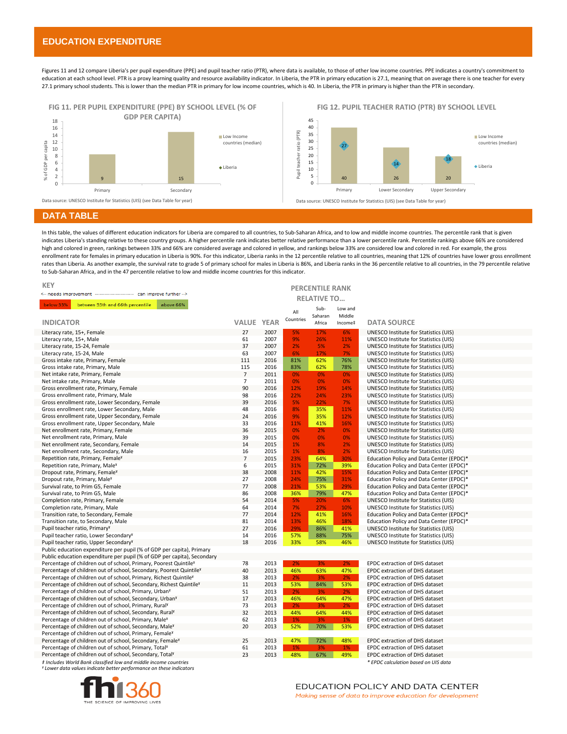## EDUCATION EXPENDITURE

Figures 11 and 12 compare Liberia's per pupil expenditure (PPE) and pupil teacher ratio (PTR), where data is available, to those of other low income countries. PPE indicates a country's commitment to education at each school level. PTR is a proxy learning quality and resource availability indicator. In Liberia, the PTR in primary education is 27.1, meaning that on average there is one teacher for every 27.1 primary school students. This is lower than the median PTR in primary for low income countries, which is 40. In Liberia, the PTR in primary is higher than the PTR in secondary.

### FIG 11. PER PUPIL EXPENDITURE (PPE) BY SCHOOL LEVEL (% OF GDP PER CAPITA)

| School level | Low Income countries (median) | Liberia |
|---|---|---|
| Primary | 9 | |
| Secondary | 15 | |

Data source: UNESCO Institute for Statistics (UIS) (see Data Table for year)

### FIG 12. PUPIL TEACHER RATIO (PTR) BY SCHOOL LEVEL

| School level | Low Income countries (median) | Liberia |
|---|---|---|
| Primary | 40 | 27 |
| Lower Secondary | 26 | 14 |
| Upper Secondary | 20 | 18 |

Data source: UNESCO Institute for Statistics (UIS) (see Data Table for year)

## DATA TABLE

In this table, the values of different education indicators for Liberia are compared to all countries, to Sub-Saharan Africa, and to low and middle income countries. The percentile rank that is given indicates Liberia's standing relative to these country groups. A higher percentile rank indicates better relative performance than a lower percentile rank. Percentile rankings above 66% are considered high and colored in green, rankings between 33% and 66% are considered average and colored in yellow, and rankings below 33% are considered low and colored in red. For example, the gross enrollment rate for females in primary education in Liberia is 90%. For this indicator, Liberia ranks in the 12 percentile relative to all countries, meaning that 12% of countries have lower gross enrollment rates than Liberia. As another example, the survival rate to grade 5 of primary school for males in Liberia is 86%, and Liberia ranks in the 36 percentile relative to all countries, in the 79 percentile relative to Sub-Saharan Africa, and in the 47 percentile relative to low and middle income countries for this indicator.

**KEY**

<-- needs improvement ------------------------ can improve further -->

below 33% | between 33th and 66th percentile | above 66%

| INDICATOR | VALUE | YEAR | PERCENTILE RANK RELATIVE TO... All Countries | Sub-Saharan Africa | Low and Middle Income‡ | DATA SOURCE |
|---|---|---|---|---|---|---|
| Literacy rate, 15+, Female | 27 | 2007 | 5% | 17% | 6% | UNESCO Institute for Statistics (UIS) |
| Literacy rate, 15+, Male | 61 | 2007 | 9% | 26% | 11% | UNESCO Institute for Statistics (UIS) |
| Literacy rate, 15-24, Female | 37 | 2007 | 2% | 5% | 2% | UNESCO Institute for Statistics (UIS) |
| Literacy rate, 15-24, Male | 63 | 2007 | 6% | 17% | 7% | UNESCO Institute for Statistics (UIS) |
| Gross intake rate, Primary, Female | 111 | 2016 | 81% | 62% | 76% | UNESCO Institute for Statistics (UIS) |
| Gross intake rate, Primary, Male | 115 | 2016 | 83% | 62% | 78% | UNESCO Institute for Statistics (UIS) |
| Net intake rate, Primary, Female | 7 | 2011 | 0% | 0% | 0% | UNESCO Institute for Statistics (UIS) |
| Net intake rate, Primary, Male | 7 | 2011 | 0% | 0% | 0% | UNESCO Institute for Statistics (UIS) |
| Gross enrollment rate, Primary, Female | 90 | 2016 | 12% | 19% | 14% | UNESCO Institute for Statistics (UIS) |
| Gross enrollment rate, Primary, Male | 98 | 2016 | 22% | 24% | 23% | UNESCO Institute for Statistics (UIS) |
| Gross enrollment rate, Lower Secondary, Female | 39 | 2016 | 5% | 22% | 7% | UNESCO Institute for Statistics (UIS) |
| Gross enrollment rate, Lower Secondary, Male | 48 | 2016 | 8% | 35% | 11% | UNESCO Institute for Statistics (UIS) |
| Gross enrollment rate, Upper Secondary, Female | 24 | 2016 | 9% | 35% | 12% | UNESCO Institute for Statistics (UIS) |
| Gross enrollment rate, Upper Secondary, Male | 33 | 2016 | 11% | 41% | 16% | UNESCO Institute for Statistics (UIS) |
| Net enrollment rate, Primary, Female | 36 | 2015 | 0% | 2% | 0% | UNESCO Institute for Statistics (UIS) |
| Net enrollment rate, Primary, Male | 39 | 2015 | 0% | 0% | 0% | UNESCO Institute for Statistics (UIS) |
| Net enrollment rate, Secondary, Female | 14 | 2015 | 1% | 8% | 2% | UNESCO Institute for Statistics (UIS) |
| Net enrollment rate, Secondary, Male | 16 | 2015 | 1% | 8% | 2% | UNESCO Institute for Statistics (UIS) |
| Repetition rate, Primary, Female¥ | 7 | 2015 | 23% | 64% | 30% | Education Policy and Data Center (EPDC)* |
| Repetition rate, Primary, Male¥ | 6 | 2015 | 31% | 72% | 39% | Education Policy and Data Center (EPDC)* |
| Dropout rate, Primary, Female¥ | 38 | 2008 | 11% | 42% | 15% | Education Policy and Data Center (EPDC)* |
| Dropout rate, Primary, Male¥ | 27 | 2008 | 24% | 75% | 31% | Education Policy and Data Center (EPDC)* |
| Survival rate, to Prim G5, Female | 77 | 2008 | 21% | 53% | 29% | Education Policy and Data Center (EPDC)* |
| Survival rate, to Prim G5, Male | 86 | 2008 | 36% | 79% | 47% | Education Policy and Data Center (EPDC)* |
| Completion rate, Primary, Female | 54 | 2014 | 5% | 20% | 6% | UNESCO Institute for Statistics (UIS) |
| Completion rate, Primary, Male | 64 | 2014 | 7% | 27% | 10% | UNESCO Institute for Statistics (UIS) |
| Transition rate, to Secondary, Female | 77 | 2014 | 12% | 41% | 16% | Education Policy and Data Center (EPDC)* |
| Transition rate, to Secondary, Male | 81 | 2014 | 13% | 46% | 18% | Education Policy and Data Center (EPDC)* |
| Pupil teacher ratio, Primary¥ | 27 | 2016 | 29% | 86% | 41% | UNESCO Institute for Statistics (UIS) |
| Pupil teacher ratio, Lower Secondary¥ | 14 | 2016 | 57% | 88% | 75% | UNESCO Institute for Statistics (UIS) |
| Pupil teacher ratio, Upper Secondary¥ | 18 | 2016 | 33% | 58% | 46% | UNESCO Institute for Statistics (UIS) |
| Public education expenditure per pupil (% of GDP per capita), Primary | | | | | | |
| Public education expenditure per pupil (% of GDP per capita), Secondary | | | | | | |
| Percentage of children out of school, Primary, Poorest Quintile¥ | 78 | 2013 | 2% | 3% | 2% | EPDC extraction of DHS dataset |
| Percentage of children out of school, Secondary, Poorest Quintile¥ | 40 | 2013 | 46% | 63% | 47% | EPDC extraction of DHS dataset |
| Percentage of children out of school, Primary, Richest Quintile¥ | 38 | 2013 | 2% | 3% | 2% | EPDC extraction of DHS dataset |
| Percentage of children out of school, Secondary, Richest Quintile¥ | 11 | 2013 | 53% | 84% | 53% | EPDC extraction of DHS dataset |
| Percentage of children out of school, Primary, Urban¥ | 51 | 2013 | 2% | 3% | 2% | EPDC extraction of DHS dataset |
| Percentage of children out of school, Secondary, Urban¥ | 17 | 2013 | 46% | 64% | 47% | EPDC extraction of DHS dataset |
| Percentage of children out of school, Primary, Rural¥ | 73 | 2013 | 2% | 3% | 2% | EPDC extraction of DHS dataset |
| Percentage of children out of school, Secondary, Rural¥ | 32 | 2013 | 44% | 64% | 44% | EPDC extraction of DHS dataset |
| Percentage of children out of school, Primary, Male¥ | 62 | 2013 | 1% | 3% | 1% | EPDC extraction of DHS dataset |
| Percentage of children out of school, Secondary, Male¥ | 20 | 2013 | 52% | 70% | 53% | EPDC extraction of DHS dataset |
| Percentage of children out of school, Primary, Female¥ | | | | | | |
| Percentage of children out of school, Secondary, Female¥ | 25 | 2013 | 47% | 72% | 48% | EPDC extraction of DHS dataset |
| Percentage of children out of school, Primary, Total¥ | 61 | 2013 | 1% | 3% | 1% | EPDC extraction of DHS dataset |
| Percentage of children out of school, Secondary, Total¥ | 23 | 2013 | 48% | 67% | 49% | EPDC extraction of DHS dataset |

*‡ Includes World Bank classified low and middle income countries*
*¥ Lower data values indicate better performance on these indicators*

** EPDC calculation based on UIS data*

fhi360 THE SCIENCE OF IMPROVING LIVES

EDUCATION POLICY AND DATA CENTER
*Making sense of data to improve education for development*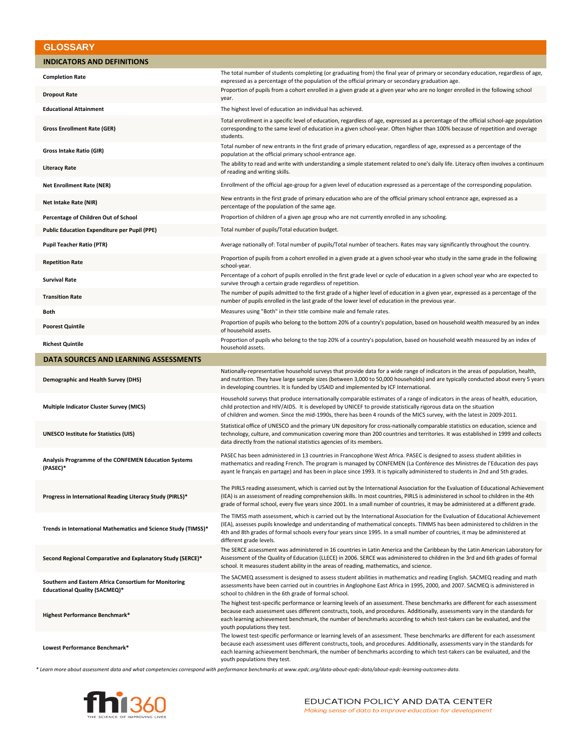# GLOSSARY

## INDICATORS AND DEFINITIONS

| | |
|---|---|
| **Completion Rate** | The total number of students completing (or graduating from) the final year of primary or secondary education, regardless of age, expressed as a percentage of the population of the official primary or secondary graduation age. |
| **Dropout Rate** | Proportion of pupils from a cohort enrolled in a given grade at a given year who are no longer enrolled in the following school year. |
| **Educational Attainment** | The highest level of education an individual has achieved. |
| **Gross Enrollment Rate (GER)** | Total enrollment in a specific level of education, regardless of age, expressed as a percentage of the official school-age population corresponding to the same level of education in a given school-year. Often higher than 100% because of repetition and overage students. |
| **Gross Intake Ratio (GIR)** | Total number of new entrants in the first grade of primary education, regardless of age, expressed as a percentage of the population at the official primary school-entrance age. |
| **Literacy Rate** | The ability to read and write with understanding a simple statement related to one's daily life. Literacy often involves a continuum of reading and writing skills. |
| **Net Enrollment Rate (NER)** | Enrollment of the official age-group for a given level of education expressed as a percentage of the corresponding population. |
| **Net Intake Rate (NIR)** | New entrants in the first grade of primary education who are of the official primary school entrance age, expressed as a percentage of the population of the same age. |
| **Percentage of Children Out of School** | Proportion of children of a given age group who are not currently enrolled in any schooling. |
| **Public Education Expenditure per Pupil (PPE)** | Total number of pupils/Total education budget. |
| **Pupil Teacher Ratio (PTR)** | Average nationally of: Total number of pupils/Total number of teachers. Rates may vary significantly throughout the country. |
| **Repetition Rate** | Proportion of pupils from a cohort enrolled in a given grade at a given school-year who study in the same grade in the following school-year. |
| **Survival Rate** | Percentage of a cohort of pupils enrolled in the first grade level or cycle of education in a given school year who are expected to survive through a certain grade regardless of repetition. |
| **Transition Rate** | The number of pupils admitted to the first grade of a higher level of education in a given year, expressed as a percentage of the number of pupils enrolled in the last grade of the lower level of education in the previous year. |
| **Both** | Measures using "Both" in their title combine male and female rates. |
| **Poorest Quintile** | Proportion of pupils who belong to the bottom 20% of a country's population, based on household wealth measured by an index of household assets. |
| **Richest Quintile** | Proportion of pupils who belong to the top 20% of a country's population, based on household wealth measured by an index of household assets. |

## DATA SOURCES AND LEARNING ASSESSMENTS

| | |
|---|---|
| **Demographic and Health Survey (DHS)** | Nationally-representative household surveys that provide data for a wide range of indicators in the areas of population, health, and nutrition. They have large sample sizes (between 3,000 to 50,000 households) and are typically conducted about every 5 years in developing countries. It is funded by USAID and implemented by ICF International. |
| **Multiple Indicator Cluster Survey (MICS)** | Household surveys that produce internationally comparable estimates of a range of indicators in the areas of health, education, child protection and HIV/AIDS. It is developed by UNICEF to provide statistically rigorous data on the situation of children and women. Since the mid-1990s, there has been 4 rounds of the MICS survey, with the latest in 2009-2011. |
| **UNESCO Institute for Statistics (UIS)** | Statistical office of UNESCO and the primary UN depository for cross-nationally comparable statistics on education, science and technology, culture, and communication covering more than 200 countries and territories. It was established in 1999 and collects data directly from the national statistics agencies of its members. |
| **Analysis Programme of the CONFEMEN Education Systems (PASEC)*** | PASEC has been administered in 13 countries in Francophone West Africa. PASEC is designed to assess student abilities in mathematics and reading French. The program is managed by CONFEMEN (La Conférence des Ministres de l'Education des pays ayant le français en partage) and has been in place since 1993. It is typically administered to students in 2nd and 5th grades. |
| **Progress in International Reading Literacy Study (PIRLS)*** | The PIRLS reading assessment, which is carried out by the International Association for the Evaluation of Educational Achievement (IEA) is an assessment of reading comprehension skills. In most countries, PIRLS is administered in school to children in the 4th grade of formal school, every five years since 2001. In a small number of countries, it may be administered at a different grade. |
| **Trends in International Mathematics and Science Study (TIMSS)*** | The TIMSS math assessment, which is carried out by the International Association for the Evaluation of Educational Achievement (IEA), assesses pupils knowledge and understanding of mathematical concepts. TIMMS has been administered to children in the 4th and 8th grades of formal schools every four years since 1995. In a small number of countries, it may be administered at different grade levels. |
| **Second Regional Comparative and Explanatory Study (SERCE)*** | The SERCE assessment was administered in 16 countries in Latin America and the Caribbean by the Latin American Laboratory for Assessment of the Quality of Education (LLECE) in 2006. SERCE was administered to children in the 3rd and 6th grades of formal school. It measures student ability in the areas of reading, mathematics, and science. |
| **Southern and Eastern Africa Consortium for Monitoring Educational Quality (SACMEQ)*** | The SACMEQ assessment is designed to assess student abilities in mathematics and reading English. SACMEQ reading and math assessments have been carried out in countries in Anglophone East Africa in 1995, 2000, and 2007. SACMEQ is administered in school to children in the 6th grade of formal school. |
| **Highest Performance Benchmark*** | The highest test-specific performance or learning levels of an assessment. These benchmarks are different for each assessment because each assessment uses different constructs, tools, and procedures. Additionally, assessments vary in the standards for each learning achievement benchmark, the number of benchmarks according to which test-takers can be evaluated, and the youth populations they test. |
| **Lowest Performance Benchmark*** | The lowest test-specific performance or learning levels of an assessment. These benchmarks are different for each assessment because each assessment uses different constructs, tools, and procedures. Additionally, assessments vary in the standards for each learning achievement benchmark, the number of benchmarks according to which test-takers can be evaluated, and the youth populations they test. |

*\* Learn more about assessment data and what competencies correspond with performance benchmarks at www.epdc.org/data-about-epdc-data/about-epdc-learning-outcomes-data.*

fhi360 THE SCIENCE OF IMPROVING LIVES

EDUCATION POLICY AND DATA CENTER
*Making sense of data to improve education for development*